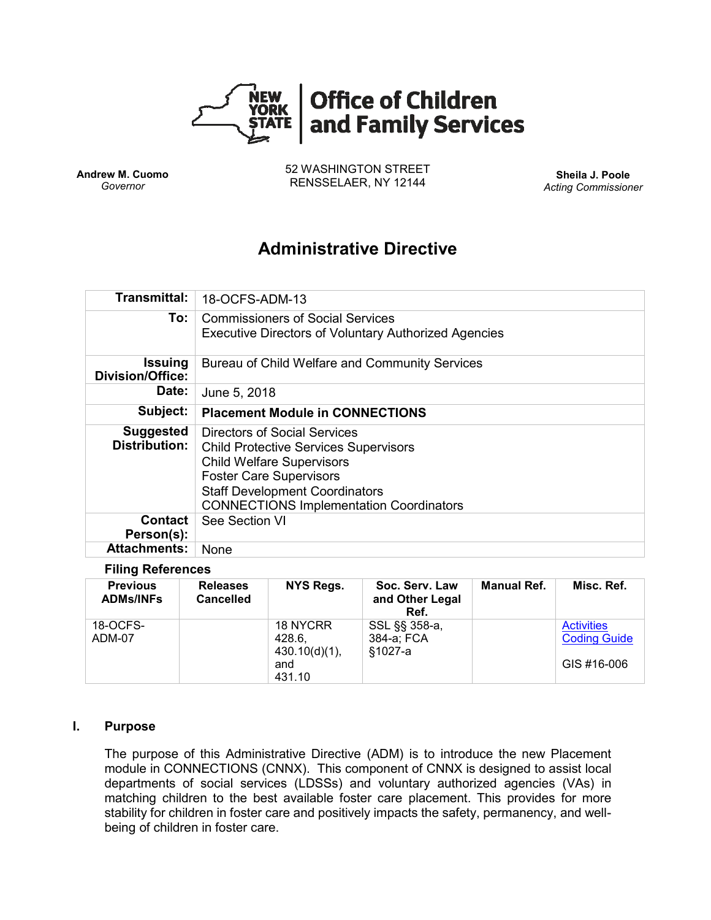**New York State Office of Children and Family Services**

**Andrew M. Cuomo**
*Governor*

52 WASHINGTON STREET
RENSSELAER, NY 12144

**Sheila J. Poole**
*Acting Commissioner*

# Administrative Directive

| | |
|---|---|
| **Transmittal:** | 18-OCFS-ADM-13 |
| **To:** | Commissioners of Social Services<br>Executive Directors of Voluntary Authorized Agencies |
| **Issuing Division/Office:** | Bureau of Child Welfare and Community Services |
| **Date:** | June 5, 2018 |
| **Subject:** | **Placement Module in CONNECTIONS** |
| **Suggested Distribution:** | Directors of Social Services<br>Child Protective Services Supervisors<br>Child Welfare Supervisors<br>Foster Care Supervisors<br>Staff Development Coordinators<br>CONNECTIONS Implementation Coordinators |
| **Contact Person(s):** | See Section VI |
| **Attachments:** | None |

**Filing References**

| Previous ADMs/INFs | Releases Cancelled | NYS Regs. | Soc. Serv. Law and Other Legal Ref. | Manual Ref. | Misc. Ref. |
|---|---|---|---|---|---|
| 18-OCFS-ADM-07 | | 18 NYCRR 428.6, 430.10(d)(1), and 431.10 | SSL §§ 358-a, 384-a; FCA §1027-a | | Activities Coding Guide<br><br>GIS #16-006 |

## I. Purpose

The purpose of this Administrative Directive (ADM) is to introduce the new Placement module in CONNECTIONS (CNNX). This component of CNNX is designed to assist local departments of social services (LDSSs) and voluntary authorized agencies (VAs) in matching children to the best available foster care placement. This provides for more stability for children in foster care and positively impacts the safety, permanency, and well-being of children in foster care.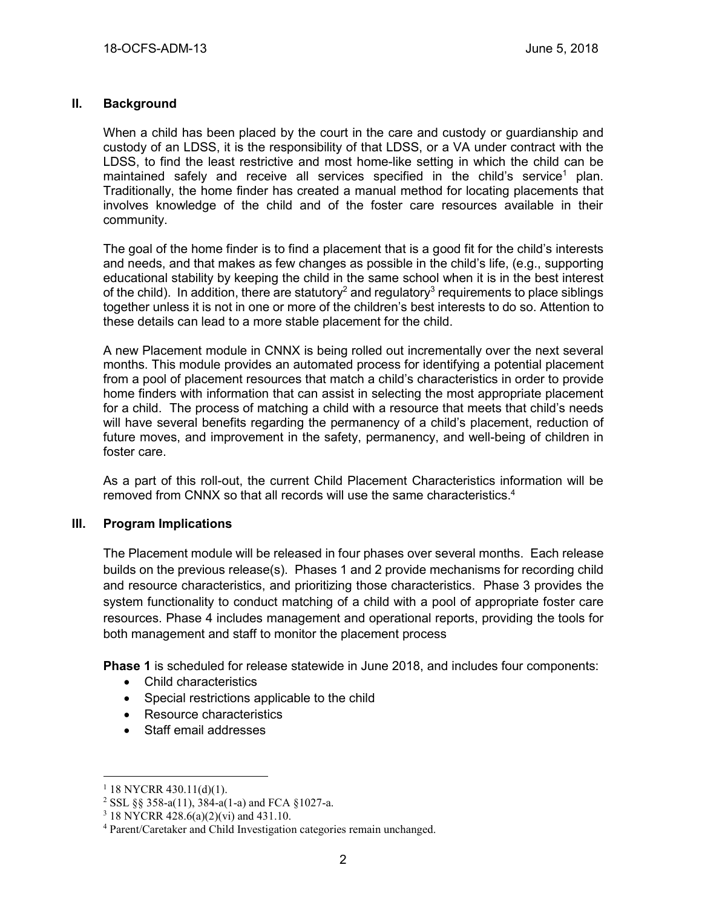## II. Background

When a child has been placed by the court in the care and custody or guardianship and custody of an LDSS, it is the responsibility of that LDSS, or a VA under contract with the LDSS, to find the least restrictive and most home-like setting in which the child can be maintained safely and receive all services specified in the child's service[1] plan. Traditionally, the home finder has created a manual method for locating placements that involves knowledge of the child and of the foster care resources available in their community.

The goal of the home finder is to find a placement that is a good fit for the child's interests and needs, and that makes as few changes as possible in the child's life, (e.g., supporting educational stability by keeping the child in the same school when it is in the best interest of the child). In addition, there are statutory[2] and regulatory[3] requirements to place siblings together unless it is not in one or more of the children's best interests to do so. Attention to these details can lead to a more stable placement for the child.

A new Placement module in CNNX is being rolled out incrementally over the next several months. This module provides an automated process for identifying a potential placement from a pool of placement resources that match a child's characteristics in order to provide home finders with information that can assist in selecting the most appropriate placement for a child. The process of matching a child with a resource that meets that child's needs will have several benefits regarding the permanency of a child's placement, reduction of future moves, and improvement in the safety, permanency, and well-being of children in foster care.

As a part of this roll-out, the current Child Placement Characteristics information will be removed from CNNX so that all records will use the same characteristics.[4]

## III. Program Implications

The Placement module will be released in four phases over several months. Each release builds on the previous release(s). Phases 1 and 2 provide mechanisms for recording child and resource characteristics, and prioritizing those characteristics. Phase 3 provides the system functionality to conduct matching of a child with a pool of appropriate foster care resources. Phase 4 includes management and operational reports, providing the tools for both management and staff to monitor the placement process

**Phase 1** is scheduled for release statewide in June 2018, and includes four components:

- Child characteristics
- Special restrictions applicable to the child
- Resource characteristics
- Staff email addresses

---

[1] 18 NYCRR 430.11(d)(1).

[2] SSL §§ 358-a(11), 384-a(1-a) and FCA §1027-a.

[3] 18 NYCRR 428.6(a)(2)(vi) and 431.10.

[4] Parent/Caretaker and Child Investigation categories remain unchanged.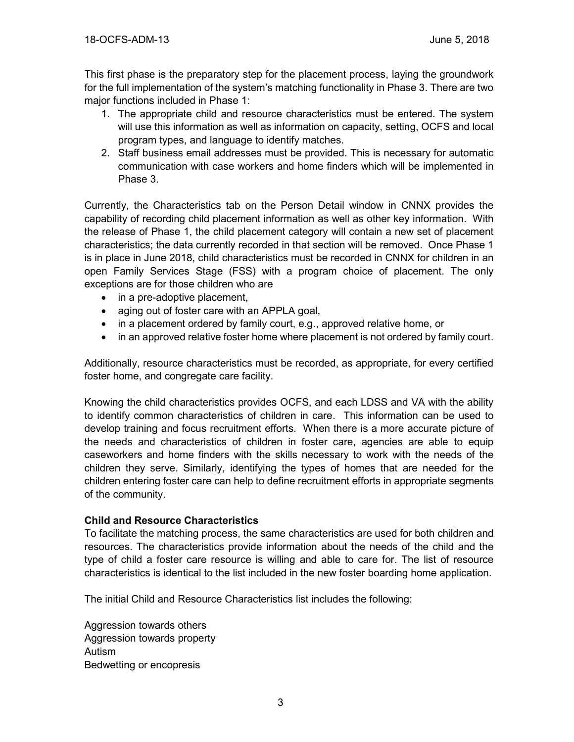This first phase is the preparatory step for the placement process, laying the groundwork for the full implementation of the system's matching functionality in Phase 3. There are two major functions included in Phase 1:

1. The appropriate child and resource characteristics must be entered. The system will use this information as well as information on capacity, setting, OCFS and local program types, and language to identify matches.
2. Staff business email addresses must be provided. This is necessary for automatic communication with case workers and home finders which will be implemented in Phase 3.

Currently, the Characteristics tab on the Person Detail window in CNNX provides the capability of recording child placement information as well as other key information. With the release of Phase 1, the child placement category will contain a new set of placement characteristics; the data currently recorded in that section will be removed. Once Phase 1 is in place in June 2018, child characteristics must be recorded in CNNX for children in an open Family Services Stage (FSS) with a program choice of placement. The only exceptions are for those children who are

- in a pre-adoptive placement,
- aging out of foster care with an APPLA goal,
- in a placement ordered by family court, e.g., approved relative home, or
- in an approved relative foster home where placement is not ordered by family court.

Additionally, resource characteristics must be recorded, as appropriate, for every certified foster home, and congregate care facility.

Knowing the child characteristics provides OCFS, and each LDSS and VA with the ability to identify common characteristics of children in care. This information can be used to develop training and focus recruitment efforts. When there is a more accurate picture of the needs and characteristics of children in foster care, agencies are able to equip caseworkers and home finders with the skills necessary to work with the needs of the children they serve. Similarly, identifying the types of homes that are needed for the children entering foster care can help to define recruitment efforts in appropriate segments of the community.

**Child and Resource Characteristics**

To facilitate the matching process, the same characteristics are used for both children and resources. The characteristics provide information about the needs of the child and the type of child a foster care resource is willing and able to care for. The list of resource characteristics is identical to the list included in the new foster boarding home application.

The initial Child and Resource Characteristics list includes the following:

Aggression towards others
Aggression towards property
Autism
Bedwetting or encopresis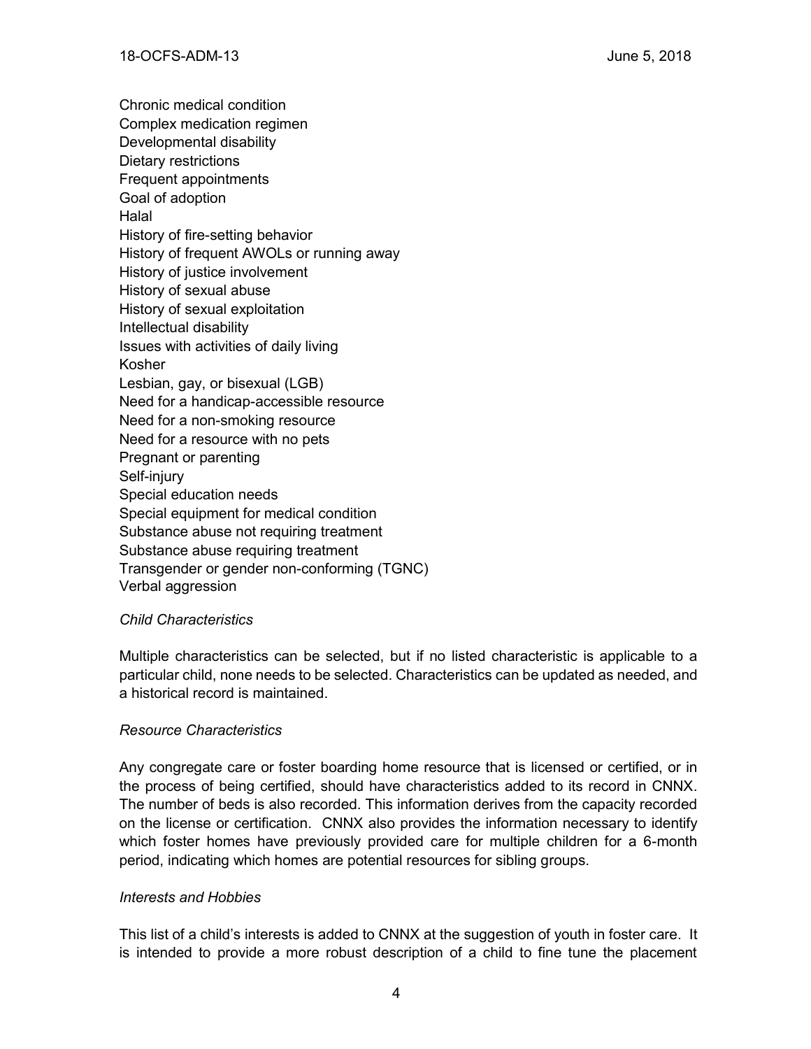Chronic medical condition
Complex medication regimen
Developmental disability
Dietary restrictions
Frequent appointments
Goal of adoption
Halal
History of fire-setting behavior
History of frequent AWOLs or running away
History of justice involvement
History of sexual abuse
History of sexual exploitation
Intellectual disability
Issues with activities of daily living
Kosher
Lesbian, gay, or bisexual (LGB)
Need for a handicap-accessible resource
Need for a non-smoking resource
Need for a resource with no pets
Pregnant or parenting
Self-injury
Special education needs
Special equipment for medical condition
Substance abuse not requiring treatment
Substance abuse requiring treatment
Transgender or gender non-conforming (TGNC)
Verbal aggression

*Child Characteristics*

Multiple characteristics can be selected, but if no listed characteristic is applicable to a particular child, none needs to be selected. Characteristics can be updated as needed, and a historical record is maintained.

*Resource Characteristics*

Any congregate care or foster boarding home resource that is licensed or certified, or in the process of being certified, should have characteristics added to its record in CNNX. The number of beds is also recorded. This information derives from the capacity recorded on the license or certification. CNNX also provides the information necessary to identify which foster homes have previously provided care for multiple children for a 6-month period, indicating which homes are potential resources for sibling groups.

*Interests and Hobbies*

This list of a child's interests is added to CNNX at the suggestion of youth in foster care. It is intended to provide a more robust description of a child to fine tune the placement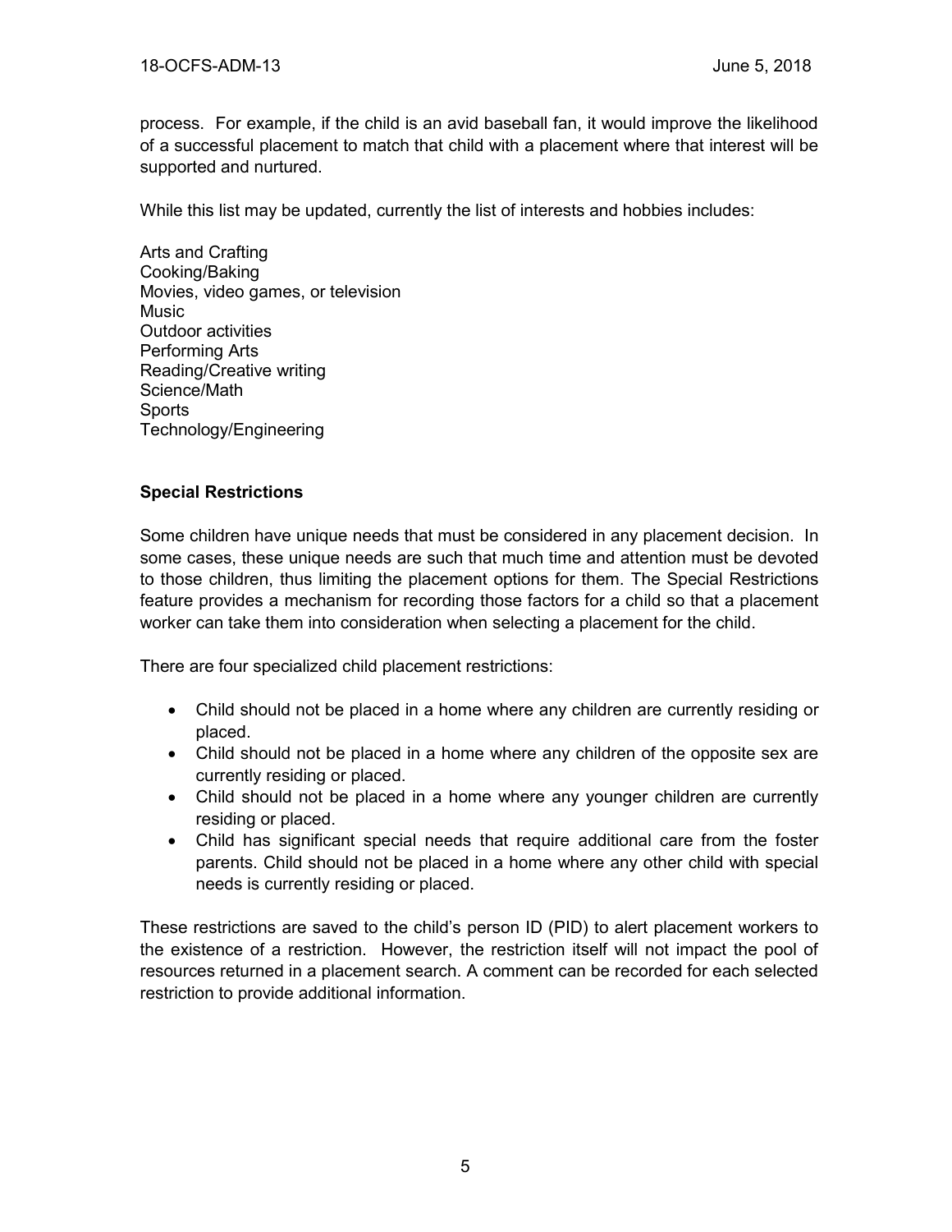process. For example, if the child is an avid baseball fan, it would improve the likelihood of a successful placement to match that child with a placement where that interest will be supported and nurtured.

While this list may be updated, currently the list of interests and hobbies includes:

Arts and Crafting
Cooking/Baking
Movies, video games, or television
Music
Outdoor activities
Performing Arts
Reading/Creative writing
Science/Math
Sports
Technology/Engineering

**Special Restrictions**

Some children have unique needs that must be considered in any placement decision. In some cases, these unique needs are such that much time and attention must be devoted to those children, thus limiting the placement options for them. The Special Restrictions feature provides a mechanism for recording those factors for a child so that a placement worker can take them into consideration when selecting a placement for the child.

There are four specialized child placement restrictions:

- Child should not be placed in a home where any children are currently residing or placed.
- Child should not be placed in a home where any children of the opposite sex are currently residing or placed.
- Child should not be placed in a home where any younger children are currently residing or placed.
- Child has significant special needs that require additional care from the foster parents. Child should not be placed in a home where any other child with special needs is currently residing or placed.

These restrictions are saved to the child's person ID (PID) to alert placement workers to the existence of a restriction. However, the restriction itself will not impact the pool of resources returned in a placement search. A comment can be recorded for each selected restriction to provide additional information.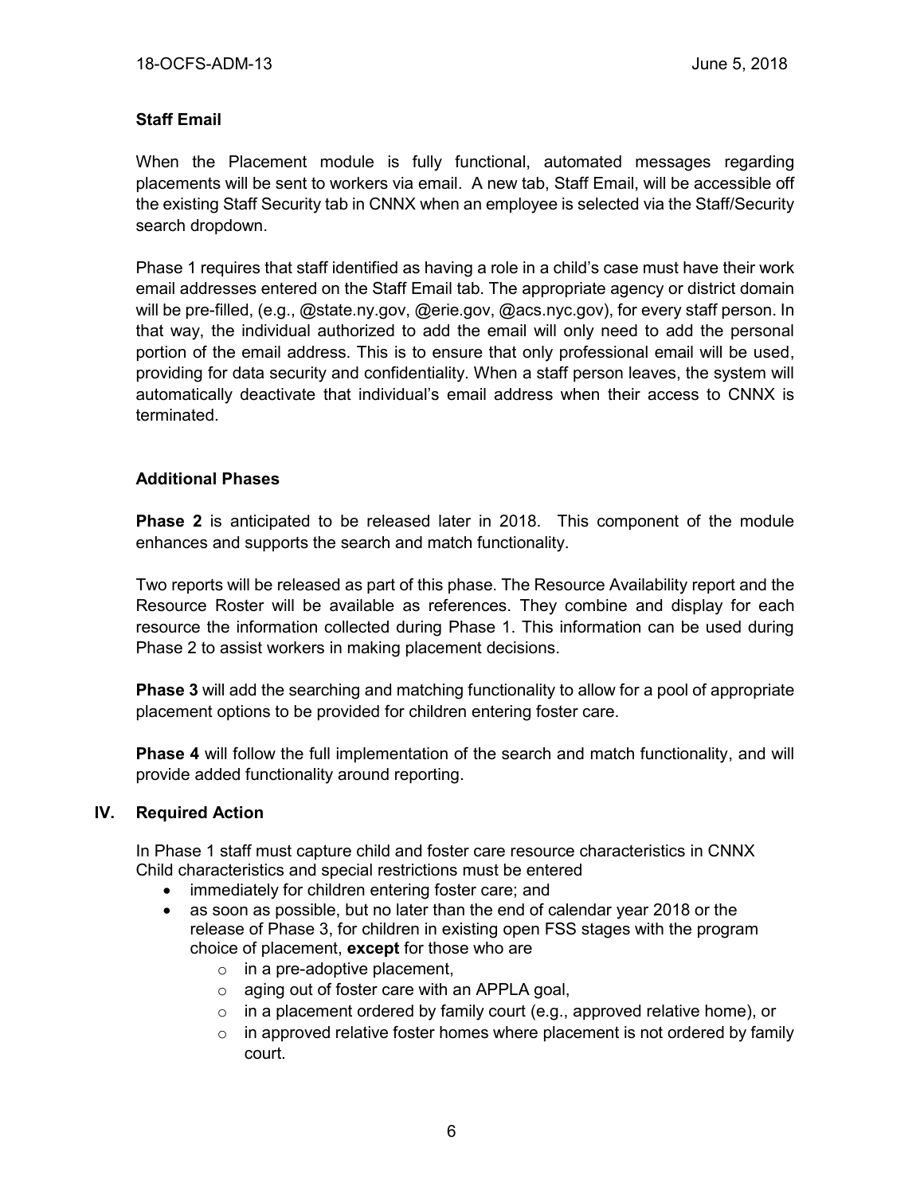### Staff Email

When the Placement module is fully functional, automated messages regarding placements will be sent to workers via email. A new tab, Staff Email, will be accessible off the existing Staff Security tab in CNNX when an employee is selected via the Staff/Security search dropdown.

Phase 1 requires that staff identified as having a role in a child's case must have their work email addresses entered on the Staff Email tab. The appropriate agency or district domain will be pre-filled, (e.g., @state.ny.gov, @erie.gov, @acs.nyc.gov), for every staff person. In that way, the individual authorized to add the email will only need to add the personal portion of the email address. This is to ensure that only professional email will be used, providing for data security and confidentiality. When a staff person leaves, the system will automatically deactivate that individual's email address when their access to CNNX is terminated.

### Additional Phases

**Phase 2** is anticipated to be released later in 2018. This component of the module enhances and supports the search and match functionality.

Two reports will be released as part of this phase. The Resource Availability report and the Resource Roster will be available as references. They combine and display for each resource the information collected during Phase 1. This information can be used during Phase 2 to assist workers in making placement decisions.

**Phase 3** will add the searching and matching functionality to allow for a pool of appropriate placement options to be provided for children entering foster care.

**Phase 4** will follow the full implementation of the search and match functionality, and will provide added functionality around reporting.

## IV. Required Action

In Phase 1 staff must capture child and foster care resource characteristics in CNNX Child characteristics and special restrictions must be entered

- immediately for children entering foster care; and
- as soon as possible, but no later than the end of calendar year 2018 or the release of Phase 3, for children in existing open FSS stages with the program choice of placement, **except** for those who are
  - in a pre-adoptive placement,
  - aging out of foster care with an APPLA goal,
  - in a placement ordered by family court (e.g., approved relative home), or
  - in approved relative foster homes where placement is not ordered by family court.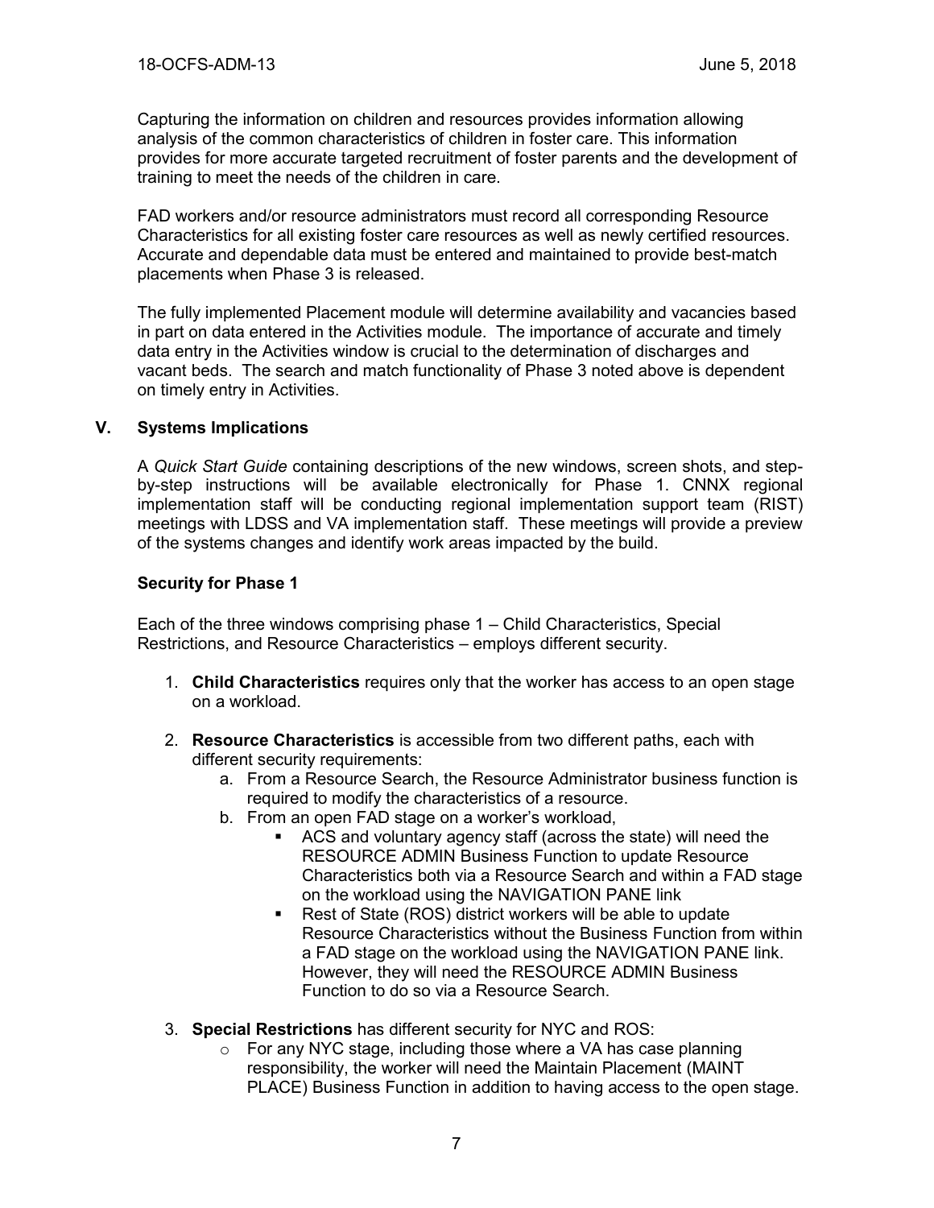Capturing the information on children and resources provides information allowing analysis of the common characteristics of children in foster care. This information provides for more accurate targeted recruitment of foster parents and the development of training to meet the needs of the children in care.

FAD workers and/or resource administrators must record all corresponding Resource Characteristics for all existing foster care resources as well as newly certified resources. Accurate and dependable data must be entered and maintained to provide best-match placements when Phase 3 is released.

The fully implemented Placement module will determine availability and vacancies based in part on data entered in the Activities module. The importance of accurate and timely data entry in the Activities window is crucial to the determination of discharges and vacant beds. The search and match functionality of Phase 3 noted above is dependent on timely entry in Activities.

## V. Systems Implications

A *Quick Start Guide* containing descriptions of the new windows, screen shots, and step-by-step instructions will be available electronically for Phase 1. CNNX regional implementation staff will be conducting regional implementation support team (RIST) meetings with LDSS and VA implementation staff. These meetings will provide a preview of the systems changes and identify work areas impacted by the build.

### Security for Phase 1

Each of the three windows comprising phase 1 – Child Characteristics, Special Restrictions, and Resource Characteristics – employs different security.

1. **Child Characteristics** requires only that the worker has access to an open stage on a workload.

2. **Resource Characteristics** is accessible from two different paths, each with different security requirements:
   a. From a Resource Search, the Resource Administrator business function is required to modify the characteristics of a resource.
   b. From an open FAD stage on a worker's workload,
      - ACS and voluntary agency staff (across the state) will need the RESOURCE ADMIN Business Function to update Resource Characteristics both via a Resource Search and within a FAD stage on the workload using the NAVIGATION PANE link
      - Rest of State (ROS) district workers will be able to update Resource Characteristics without the Business Function from within a FAD stage on the workload using the NAVIGATION PANE link. However, they will need the RESOURCE ADMIN Business Function to do so via a Resource Search.

3. **Special Restrictions** has different security for NYC and ROS:
   - For any NYC stage, including those where a VA has case planning responsibility, the worker will need the Maintain Placement (MAINT PLACE) Business Function in addition to having access to the open stage.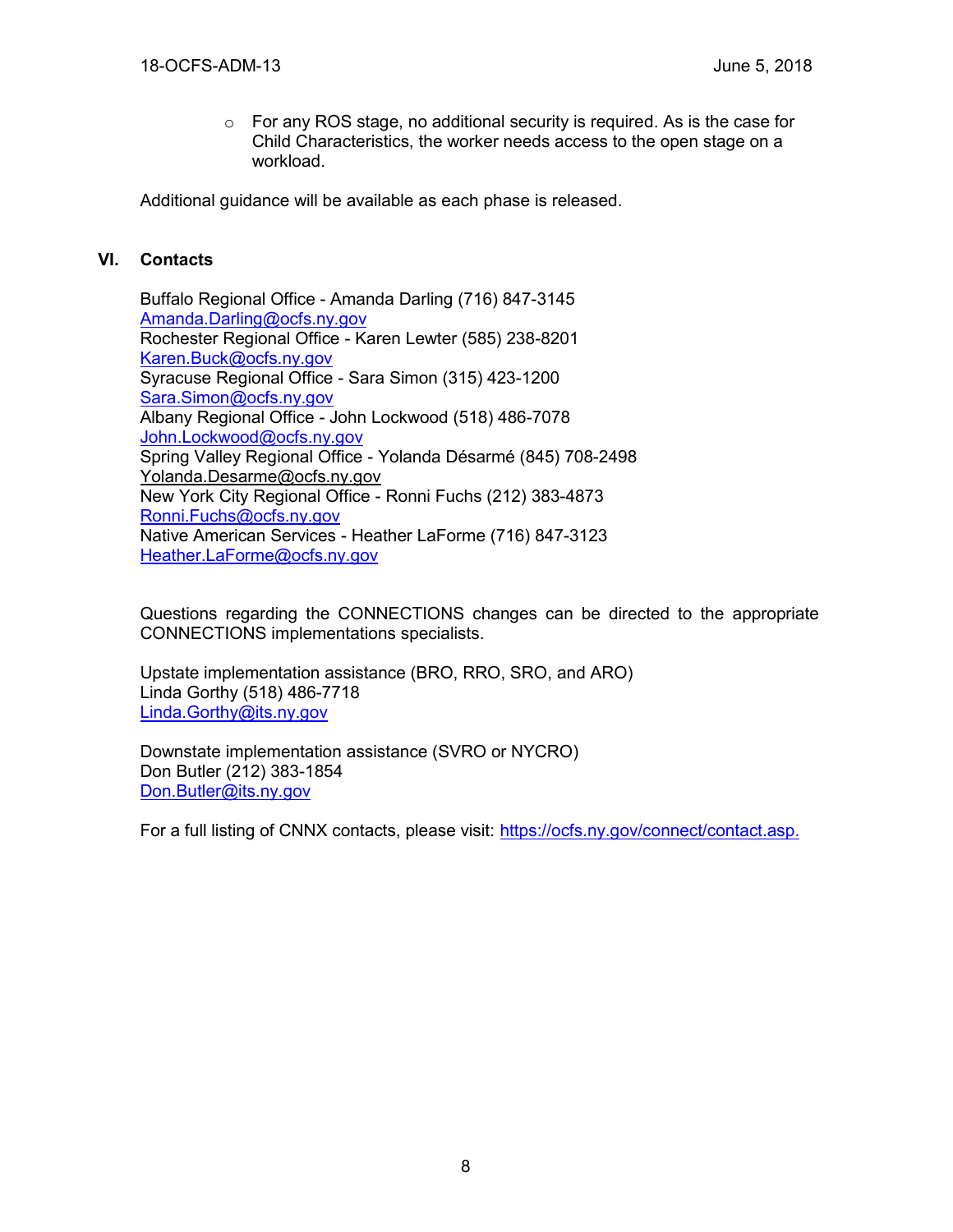- For any ROS stage, no additional security is required. As is the case for Child Characteristics, the worker needs access to the open stage on a workload.

Additional guidance will be available as each phase is released.

## VI. Contacts

Buffalo Regional Office - Amanda Darling (716) 847-3145
Amanda.Darling@ocfs.ny.gov
Rochester Regional Office - Karen Lewter (585) 238-8201
Karen.Buck@ocfs.ny.gov
Syracuse Regional Office - Sara Simon (315) 423-1200
Sara.Simon@ocfs.ny.gov
Albany Regional Office - John Lockwood (518) 486-7078
John.Lockwood@ocfs.ny.gov
Spring Valley Regional Office - Yolanda Désarmé (845) 708-2498
Yolanda.Desarme@ocfs.ny.gov
New York City Regional Office - Ronni Fuchs (212) 383-4873
Ronni.Fuchs@ocfs.ny.gov
Native American Services - Heather LaForme (716) 847-3123
Heather.LaForme@ocfs.ny.gov

Questions regarding the CONNECTIONS changes can be directed to the appropriate CONNECTIONS implementations specialists.

Upstate implementation assistance (BRO, RRO, SRO, and ARO)
Linda Gorthy (518) 486-7718
Linda.Gorthy@its.ny.gov

Downstate implementation assistance (SVRO or NYCRO)
Don Butler (212) 383-1854
Don.Butler@its.ny.gov

For a full listing of CNNX contacts, please visit: https://ocfs.ny.gov/connect/contact.asp.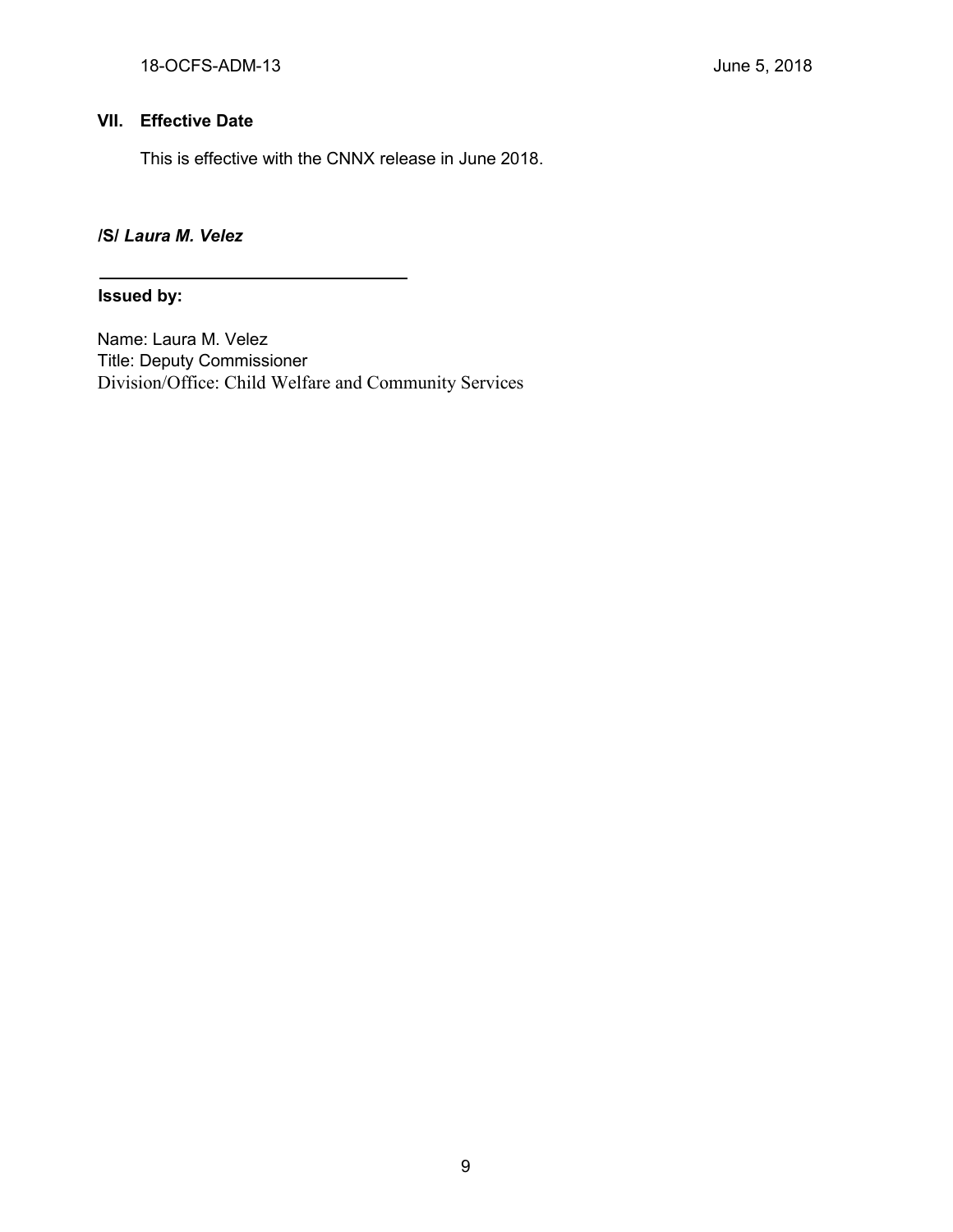## VII. Effective Date

This is effective with the CNNX release in June 2018.

**/S/ *Laura M. Velez***

---

**Issued by:**

Name: Laura M. Velez
Title: Deputy Commissioner
Division/Office: Child Welfare and Community Services